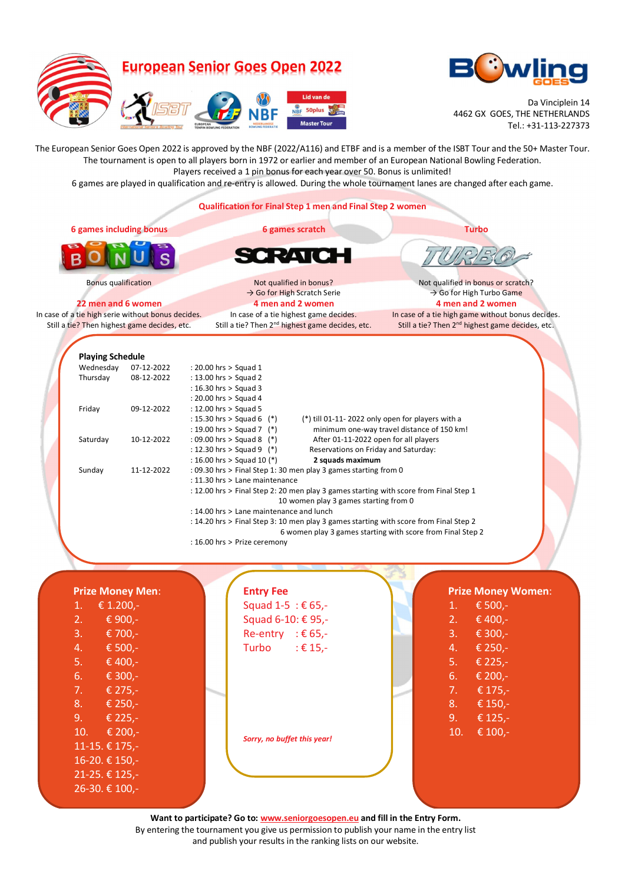# European Senior Goes Open 2022

Da Vinciplein 14
4462 GX GOES, THE NETHERLANDS
Tel.: +31-113-227373

The European Senior Goes Open 2022 is approved by the NBF (2022/A116) and ETBF and is a member of the ISBT Tour and the 50+ Master Tour.
The tournament is open to all players born in 1972 or earlier and member of an European National Bowling Federation.
Players received a 1 pin bonus for each year over 50. Bonus is unlimited!
6 games are played in qualification and re-entry is allowed. During the whole tournament lanes are changed after each game.

## Qualification for Final Step 1 men and Final Step 2 women

### 6 games including bonus

BONUS

Bonus qualification

**22 men and 6 women**

In case of a tie high serie without bonus decides.
Still a tie? Then highest game decides, etc.

### 6 games scratch

SCRATCH

Not qualified in bonus?
→ Go for High Scratch Serie

**4 men and 2 women**

In case of a tie highest game decides.
Still a tie? Then 2nd highest game decides, etc.

### Turbo

TURBO

Not qualified in bonus or scratch?
→ Go for High Turbo Game

**4 men and 2 women**

In case of a tie high game without bonus decides.
Still a tie? Then 2nd highest game decides, etc.

## Playing Schedule

| | | |
|---|---|---|
| Wednesday | 07-12-2022 | : 20.00 hrs > Squad 1 |
| Thursday | 08-12-2022 | : 13.00 hrs > Squad 2 |
| | | : 16.30 hrs > Squad 3 |
| | | : 20.00 hrs > Squad 4 |
| Friday | 09-12-2022 | : 12.00 hrs > Squad 5 |
| | | : 15.30 hrs > Squad 6 (*) |
| | | : 19.00 hrs > Squad 7 (*) |
| Saturday | 10-12-2022 | : 09.00 hrs > Squad 8 (*) |
| | | : 12.30 hrs > Squad 9 (*) |
| | | : 16.00 hrs > Squad 10 (*) |
| Sunday | 11-12-2022 | : 09.30 hrs > Final Step 1: 30 men play 3 games starting from 0 |
| | | : 11.30 hrs > Lane maintenance |
| | | : 12.00 hrs > Final Step 2: 20 men play 3 games starting with score from Final Step 1; 10 women play 3 games starting from 0 |
| | | : 14.00 hrs > Lane maintenance and lunch |
| | | : 14.20 hrs > Final Step 3: 10 men play 3 games starting with score from Final Step 2; 6 women play 3 games starting with score from Final Step 2 |
| | | : 16.00 hrs > Prize ceremony |

(*) till 01-11- 2022 only open for players with a minimum one-way travel distance of 150 km!
After 01-11-2022 open for all players
Reservations on Friday and Saturday:
**2 squads maximum**

## Prize Money Men:

1. € 1.200,-
2. € 900,-
3. € 700,-
4. € 500,-
5. € 400,-
6. € 300,-
7. € 275,-
8. € 250,-
9. € 225,-
10. € 200,-

11-15. € 175,-
16-20. € 150,-
21-25. € 125,-
26-30. € 100,-

## Entry Fee

Squad 1-5 : € 65,-
Squad 6-10: € 95,-
Re-entry : € 65,-
Turbo : € 15,-

*Sorry, no buffet this year!*

## Prize Money Women:

1. € 500,-
2. € 400,-
3. € 300,-
4. € 250,-
5. € 225,-
6. € 200,-
7. € 175,-
8. € 150,-
9. € 125,-
10. € 100,-

**Want to participate? Go to: www.seniorgoesopen.eu and fill in the Entry Form.**
By entering the tournament you give us permission to publish your name in the entry list and publish your results in the ranking lists on our website.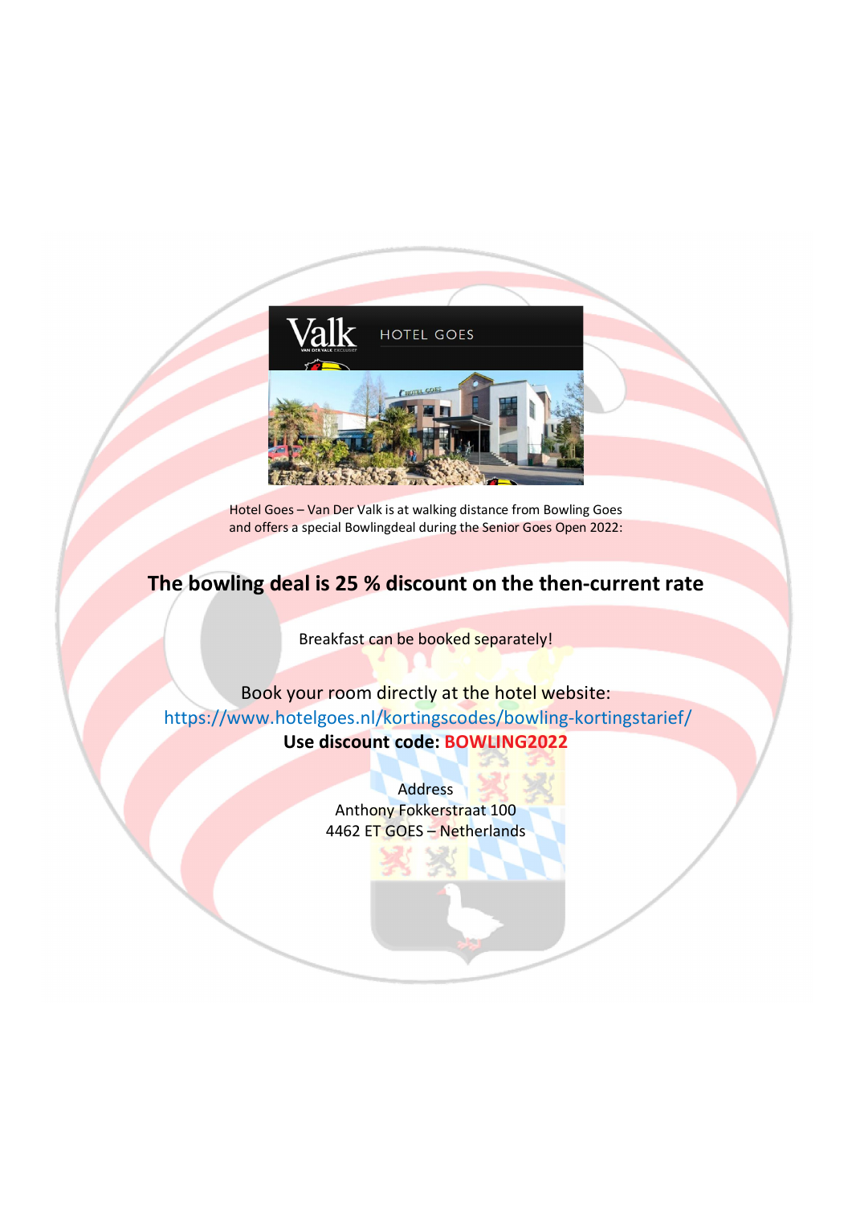Hotel Goes – Van Der Valk is at walking distance from Bowling Goes and offers a special Bowlingdeal during the Senior Goes Open 2022:

## The bowling deal is 25 % discount on the then-current rate

Breakfast can be booked separately!

Book your room directly at the hotel website:
https://www.hotelgoes.nl/kortingscodes/bowling-kortingstarief/
**Use discount code: BOWLING2022**

Address
Anthony Fokkerstraat 100
4462 ET GOES – Netherlands